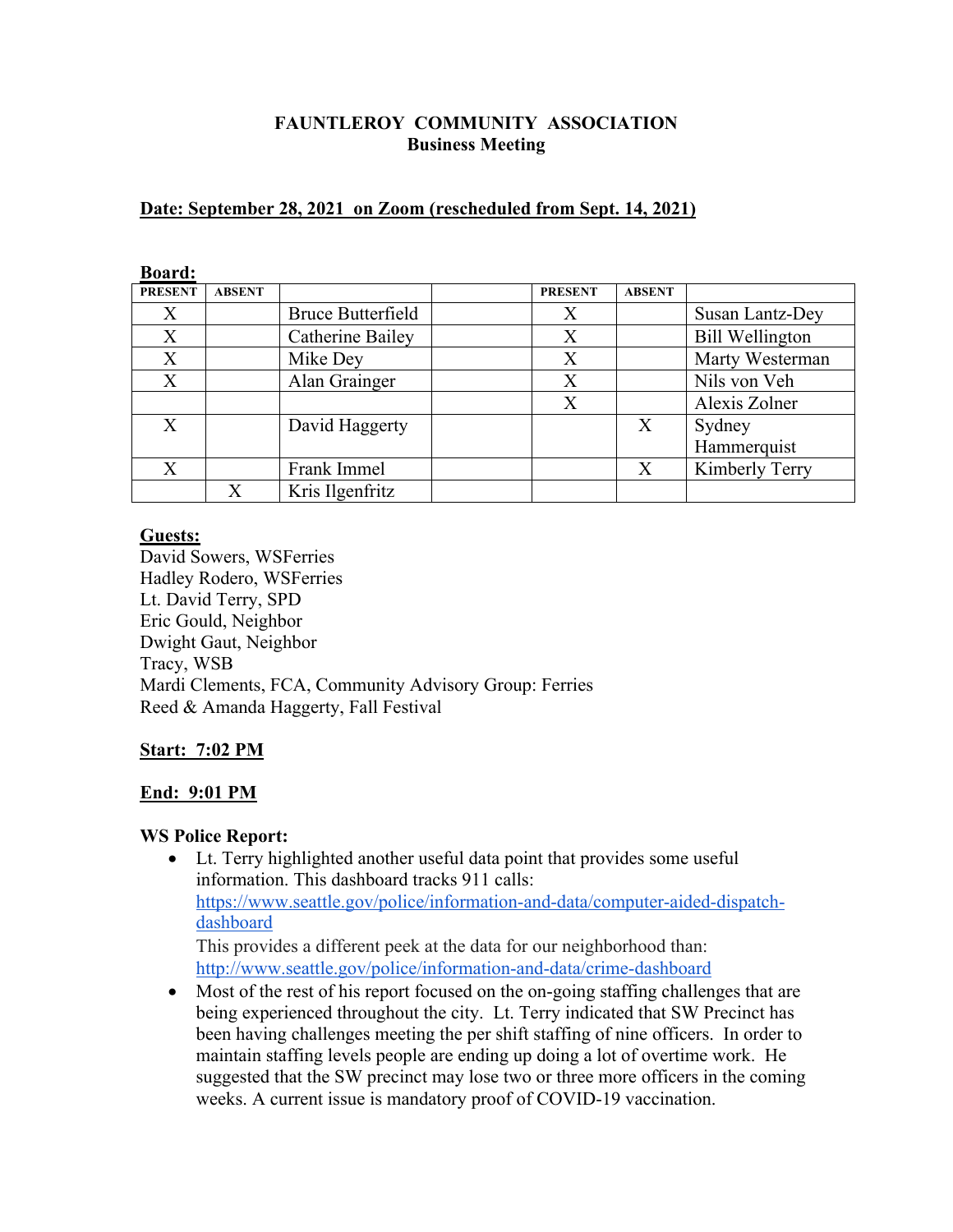**FAUNTLEROY COMMUNITY ASSOCIATION**
**Business Meeting**

**Date: September 28, 2021 on Zoom (rescheduled from Sept. 14, 2021)**

**Board:**

| PRESENT | ABSENT | | | PRESENT | ABSENT | |
|---|---|---|---|---|---|---|
| X | | Bruce Butterfield | | X | | Susan Lantz-Dey |
| X | | Catherine Bailey | | X | | Bill Wellington |
| X | | Mike Dey | | X | | Marty Westerman |
| X | | Alan Grainger | | X | | Nils von Veh |
| | | | | X | | Alexis Zolner |
| X | | David Haggerty | | | X | Sydney Hammerquist |
| X | | Frank Immel | | | X | Kimberly Terry |
| | X | Kris Ilgenfritz | | | | |

**Guests:**
David Sowers, WSFerries
Hadley Rodero, WSFerries
Lt. David Terry, SPD
Eric Gould, Neighbor
Dwight Gaut, Neighbor
Tracy, WSB
Mardi Clements, FCA, Community Advisory Group: Ferries
Reed & Amanda Haggerty, Fall Festival

**Start: 7:02 PM**

**End: 9:01 PM**

**WS Police Report:**

- Lt. Terry highlighted another useful data point that provides some useful information. This dashboard tracks 911 calls: https://www.seattle.gov/police/information-and-data/computer-aided-dispatch-dashboard
  This provides a different peek at the data for our neighborhood than: http://www.seattle.gov/police/information-and-data/crime-dashboard
- Most of the rest of his report focused on the on-going staffing challenges that are being experienced throughout the city. Lt. Terry indicated that SW Precinct has been having challenges meeting the per shift staffing of nine officers. In order to maintain staffing levels people are ending up doing a lot of overtime work. He suggested that the SW precinct may lose two or three more officers in the coming weeks. A current issue is mandatory proof of COVID-19 vaccination.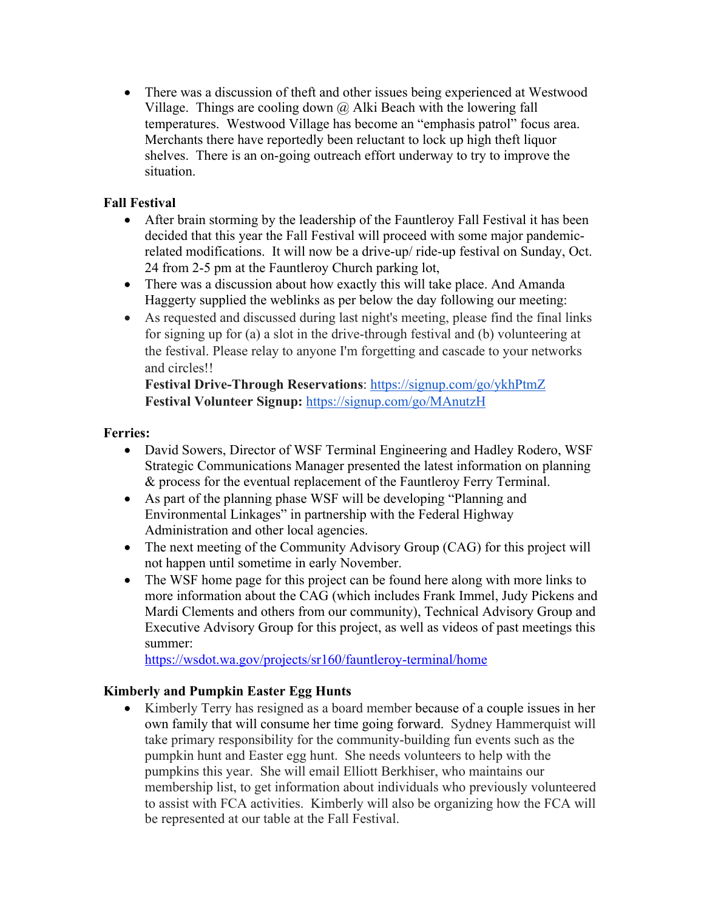- There was a discussion of theft and other issues being experienced at Westwood Village. Things are cooling down @ Alki Beach with the lowering fall temperatures. Westwood Village has become an "emphasis patrol" focus area. Merchants there have reportedly been reluctant to lock up high theft liquor shelves. There is an on-going outreach effort underway to try to improve the situation.

**Fall Festival**

- After brain storming by the leadership of the Fauntleroy Fall Festival it has been decided that this year the Fall Festival will proceed with some major pandemic-related modifications. It will now be a drive-up/ ride-up festival on Sunday, Oct. 24 from 2-5 pm at the Fauntleroy Church parking lot,
- There was a discussion about how exactly this will take place. And Amanda Haggerty supplied the weblinks as per below the day following our meeting:
- As requested and discussed during last night's meeting, please find the final links for signing up for (a) a slot in the drive-through festival and (b) volunteering at the festival. Please relay to anyone I'm forgetting and cascade to your networks and circles!!
  **Festival Drive-Through Reservations**: https://signup.com/go/ykhPtmZ
  **Festival Volunteer Signup:** https://signup.com/go/MAnutzH

**Ferries:**

- David Sowers, Director of WSF Terminal Engineering and Hadley Rodero, WSF Strategic Communications Manager presented the latest information on planning & process for the eventual replacement of the Fauntleroy Ferry Terminal.
- As part of the planning phase WSF will be developing "Planning and Environmental Linkages" in partnership with the Federal Highway Administration and other local agencies.
- The next meeting of the Community Advisory Group (CAG) for this project will not happen until sometime in early November.
- The WSF home page for this project can be found here along with more links to more information about the CAG (which includes Frank Immel, Judy Pickens and Mardi Clements and others from our community), Technical Advisory Group and Executive Advisory Group for this project, as well as videos of past meetings this summer:
  https://wsdot.wa.gov/projects/sr160/fauntleroy-terminal/home

**Kimberly and Pumpkin Easter Egg Hunts**

- Kimberly Terry has resigned as a board member because of a couple issues in her own family that will consume her time going forward. Sydney Hammerquist will take primary responsibility for the community-building fun events such as the pumpkin hunt and Easter egg hunt. She needs volunteers to help with the pumpkins this year. She will email Elliott Berkhiser, who maintains our membership list, to get information about individuals who previously volunteered to assist with FCA activities. Kimberly will also be organizing how the FCA will be represented at our table at the Fall Festival.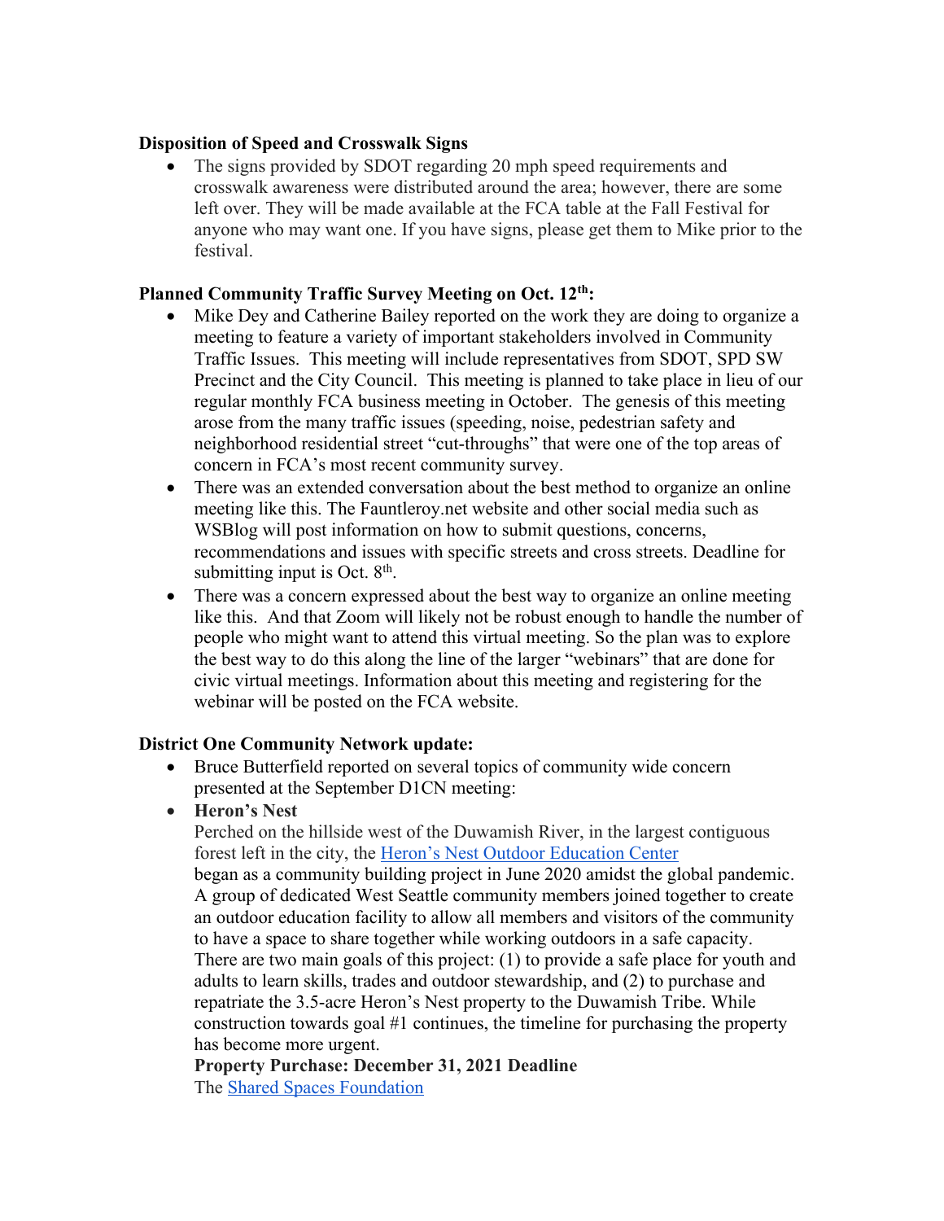**Disposition of Speed and Crosswalk Signs**

- The signs provided by SDOT regarding 20 mph speed requirements and crosswalk awareness were distributed around the area; however, there are some left over. They will be made available at the FCA table at the Fall Festival for anyone who may want one. If you have signs, please get them to Mike prior to the festival.

**Planned Community Traffic Survey Meeting on Oct. 12th:**

- Mike Dey and Catherine Bailey reported on the work they are doing to organize a meeting to feature a variety of important stakeholders involved in Community Traffic Issues. This meeting will include representatives from SDOT, SPD SW Precinct and the City Council. This meeting is planned to take place in lieu of our regular monthly FCA business meeting in October. The genesis of this meeting arose from the many traffic issues (speeding, noise, pedestrian safety and neighborhood residential street "cut-throughs" that were one of the top areas of concern in FCA's most recent community survey.
- There was an extended conversation about the best method to organize an online meeting like this. The Fauntleroy.net website and other social media such as WSBlog will post information on how to submit questions, concerns, recommendations and issues with specific streets and cross streets. Deadline for submitting input is Oct. 8th.
- There was a concern expressed about the best way to organize an online meeting like this. And that Zoom will likely not be robust enough to handle the number of people who might want to attend this virtual meeting. So the plan was to explore the best way to do this along the line of the larger "webinars" that are done for civic virtual meetings. Information about this meeting and registering for the webinar will be posted on the FCA website.

**District One Community Network update:**

- Bruce Butterfield reported on several topics of community wide concern presented at the September D1CN meeting:
- **Heron's Nest**
  Perched on the hillside west of the Duwamish River, in the largest contiguous forest left in the city, the Heron's Nest Outdoor Education Center began as a community building project in June 2020 amidst the global pandemic. A group of dedicated West Seattle community members joined together to create an outdoor education facility to allow all members and visitors of the community to have a space to share together while working outdoors in a safe capacity. There are two main goals of this project: (1) to provide a safe place for youth and adults to learn skills, trades and outdoor stewardship, and (2) to purchase and repatriate the 3.5-acre Heron's Nest property to the Duwamish Tribe. While construction towards goal #1 continues, the timeline for purchasing the property has become more urgent.
  **Property Purchase: December 31, 2021 Deadline**
  The Shared Spaces Foundation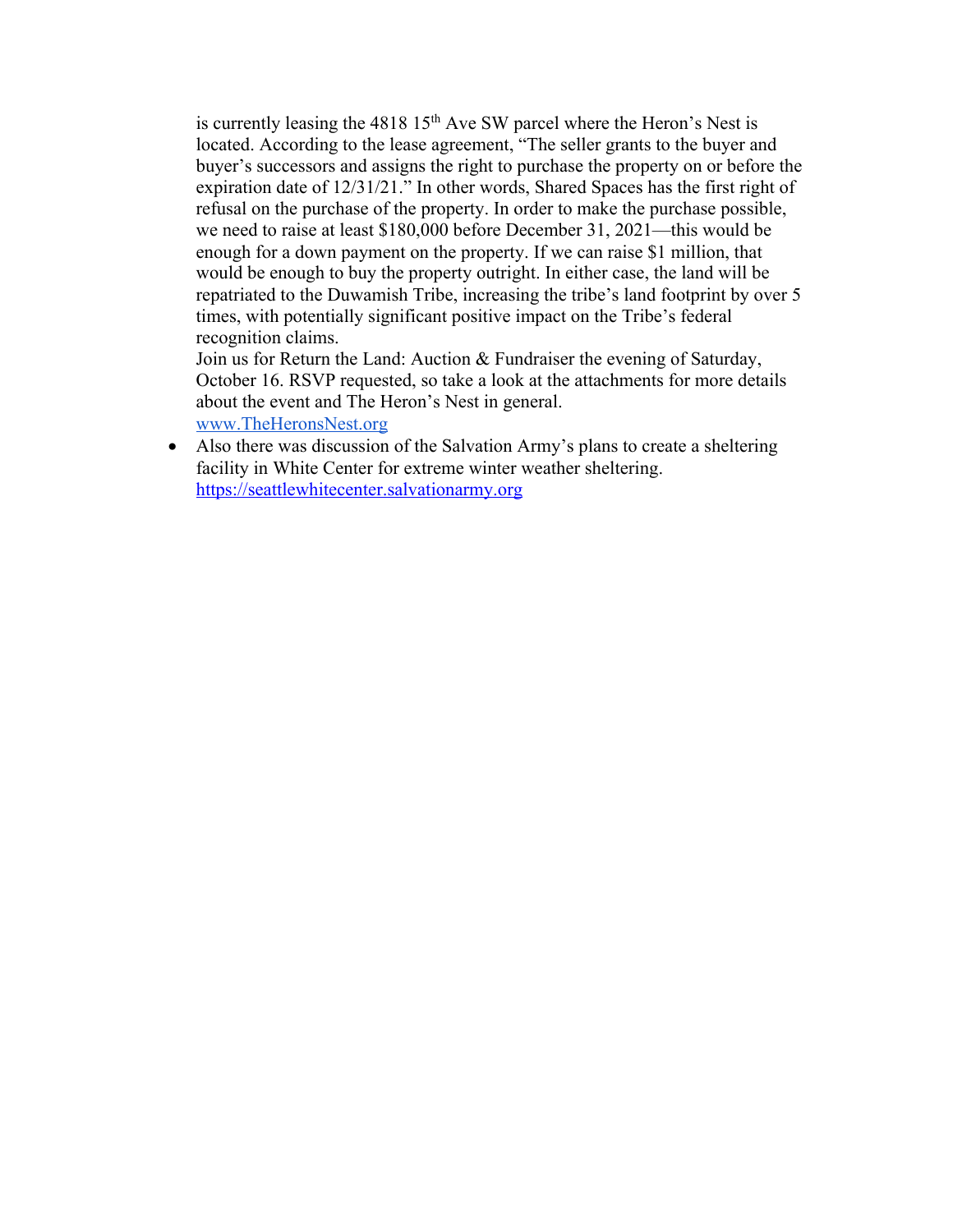is currently leasing the 4818 15th Ave SW parcel where the Heron's Nest is located. According to the lease agreement, "The seller grants to the buyer and buyer's successors and assigns the right to purchase the property on or before the expiration date of 12/31/21." In other words, Shared Spaces has the first right of refusal on the purchase of the property. In order to make the purchase possible, we need to raise at least $180,000 before December 31, 2021—this would be enough for a down payment on the property. If we can raise $1 million, that would be enough to buy the property outright. In either case, the land will be repatriated to the Duwamish Tribe, increasing the tribe's land footprint by over 5 times, with potentially significant positive impact on the Tribe's federal recognition claims.
Join us for Return the Land: Auction & Fundraiser the evening of Saturday, October 16. RSVP requested, so take a look at the attachments for more details about the event and The Heron's Nest in general.
[www.TheHeronsNest.org](http://www.TheHeronsNest.org)

- Also there was discussion of the Salvation Army's plans to create a sheltering facility in White Center for extreme winter weather sheltering. [https://seattlewhitecenter.salvationarmy.org](https://seattlewhitecenter.salvationarmy.org)